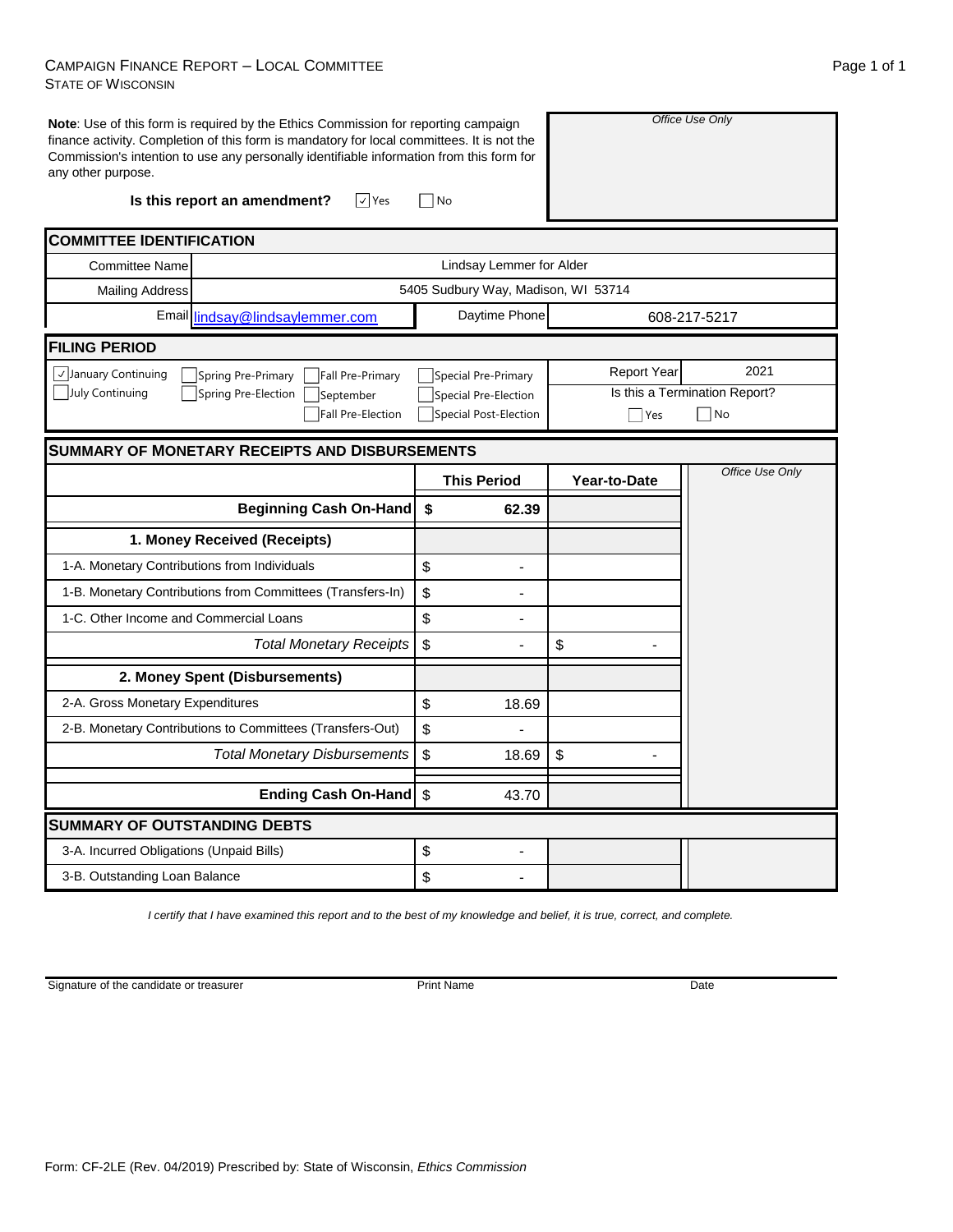# CAMPAIGN FINANCE REPORT – LOCAL COMMITTEE
STATE OF WISCONSIN

**Note**: Use of this form is required by the Ethics Commission for reporting campaign finance activity. Completion of this form is mandatory for local committees. It is not the Commission's intention to use any personally identifiable information from this form for any other purpose.

*Office Use Only*

**Is this report an amendment?** ☑ Yes ☐ No

## COMMITTEE IDENTIFICATION

| | | | |
|---|---|---|---|
| Committee Name | Lindsay Lemmer for Alder | | |
| Mailing Address | 5405 Sudbury Way, Madison, WI 53714 | | |
| Email | lindsay@lindsaylemmer.com | Daytime Phone | 608-217-5217 |

## FILING PERIOD

☑ January Continuing ☐ July Continuing ☐ Spring Pre-Primary ☐ Spring Pre-Election ☐ Fall Pre-Primary ☐ September ☐ Fall Pre-Election ☐ Special Pre-Primary ☐ Special Pre-Election ☐ Special Post-Election

Report Year: 2021

Is this a Termination Report? ☐ Yes ☐ No

## SUMMARY OF MONETARY RECEIPTS AND DISBURSEMENTS

| | This Period | Year-to-Date | *Office Use Only* |
|---|---|---|---|
| **Beginning Cash On-Hand** | **$ 62.39** | | |
| **1. Money Received (Receipts)** | | | |
| 1-A. Monetary Contributions from Individuals | $ - | | |
| 1-B. Monetary Contributions from Committees (Transfers-In) | $ - | | |
| 1-C. Other Income and Commercial Loans | $ - | | |
| *Total Monetary Receipts* | $ - | $ - | |
| **2. Money Spent (Disbursements)** | | | |
| 2-A. Gross Monetary Expenditures | $ 18.69 | | |
| 2-B. Monetary Contributions to Committees (Transfers-Out) | $ - | | |
| *Total Monetary Disbursements* | $ 18.69 | $ - | |
| **Ending Cash On-Hand** | $ 43.70 | | |

## SUMMARY OF OUTSTANDING DEBTS

| | | | |
|---|---|---|---|
| 3-A. Incurred Obligations (Unpaid Bills) | $ - | | |
| 3-B. Outstanding Loan Balance | $ - | | |

*I certify that I have examined this report and to the best of my knowledge and belief, it is true, correct, and complete.*

Signature of the candidate or treasurer | Print Name | Date

Form: CF-2LE (Rev. 04/2019) Prescribed by: State of Wisconsin, *Ethics Commission*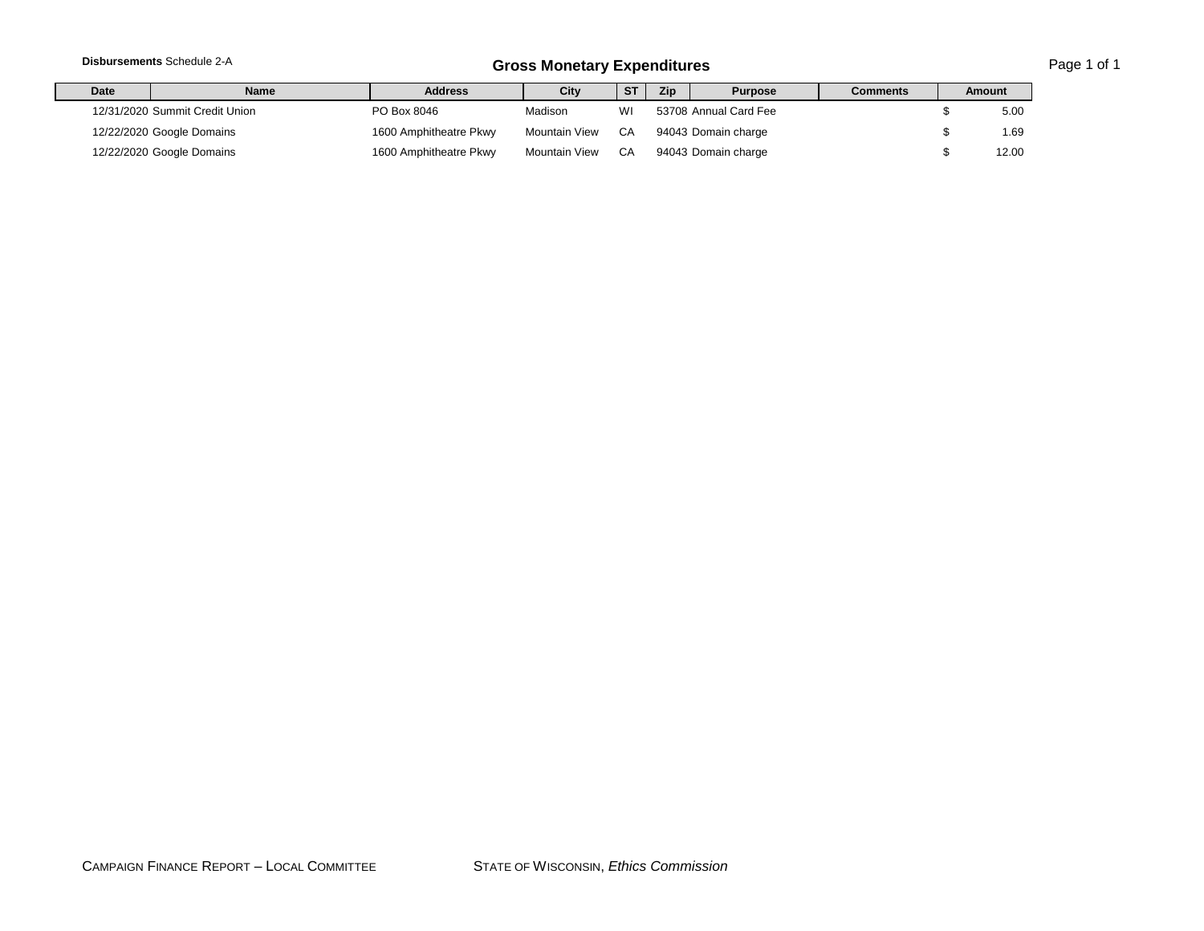**Disbursements** Schedule 2-A

## Gross Monetary Expenditures

| Date | Name | Address | City | ST | Zip | Purpose | Comments | Amount |
|---|---|---|---|---|---|---|---|---|
| 12/31/2020 | Summit Credit Union | PO Box 8046 | Madison | WI | 53708 | Annual Card Fee | | $ 5.00 |
| 12/22/2020 | Google Domains | 1600 Amphitheatre Pkwy | Mountain View | CA | 94043 | Domain charge | | $ 1.69 |
| 12/22/2020 | Google Domains | 1600 Amphitheatre Pkwy | Mountain View | CA | 94043 | Domain charge | | $ 12.00 |

CAMPAIGN FINANCE REPORT – LOCAL COMMITTEE STATE OF WISCONSIN, *Ethics Commission*